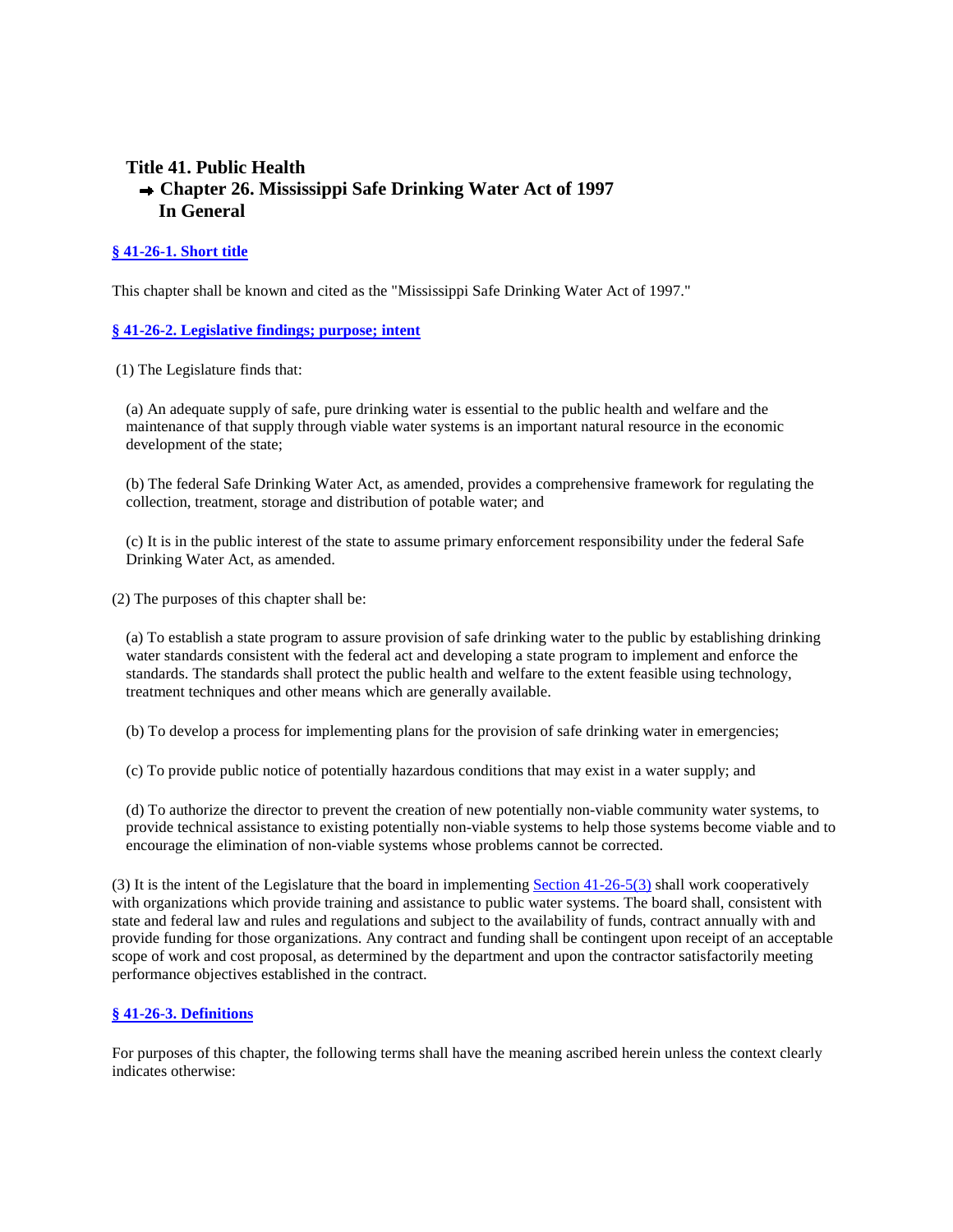# Title 41. Public Health

## ➡ Chapter 26. Mississippi Safe Drinking Water Act of 1997

## In General

### § 41-26-1. Short title

This chapter shall be known and cited as the "Mississippi Safe Drinking Water Act of 1997."

### § 41-26-2. Legislative findings; purpose; intent

(1) The Legislature finds that:

(a) An adequate supply of safe, pure drinking water is essential to the public health and welfare and the maintenance of that supply through viable water systems is an important natural resource in the economic development of the state;

(b) The federal Safe Drinking Water Act, as amended, provides a comprehensive framework for regulating the collection, treatment, storage and distribution of potable water; and

(c) It is in the public interest of the state to assume primary enforcement responsibility under the federal Safe Drinking Water Act, as amended.

(2) The purposes of this chapter shall be:

(a) To establish a state program to assure provision of safe drinking water to the public by establishing drinking water standards consistent with the federal act and developing a state program to implement and enforce the standards. The standards shall protect the public health and welfare to the extent feasible using technology, treatment techniques and other means which are generally available.

(b) To develop a process for implementing plans for the provision of safe drinking water in emergencies;

(c) To provide public notice of potentially hazardous conditions that may exist in a water supply; and

(d) To authorize the director to prevent the creation of new potentially non-viable community water systems, to provide technical assistance to existing potentially non-viable systems to help those systems become viable and to encourage the elimination of non-viable systems whose problems cannot be corrected.

(3) It is the intent of the Legislature that the board in implementing Section 41-26-5(3) shall work cooperatively with organizations which provide training and assistance to public water systems. The board shall, consistent with state and federal law and rules and regulations and subject to the availability of funds, contract annually with and provide funding for those organizations. Any contract and funding shall be contingent upon receipt of an acceptable scope of work and cost proposal, as determined by the department and upon the contractor satisfactorily meeting performance objectives established in the contract.

### § 41-26-3. Definitions

For purposes of this chapter, the following terms shall have the meaning ascribed herein unless the context clearly indicates otherwise: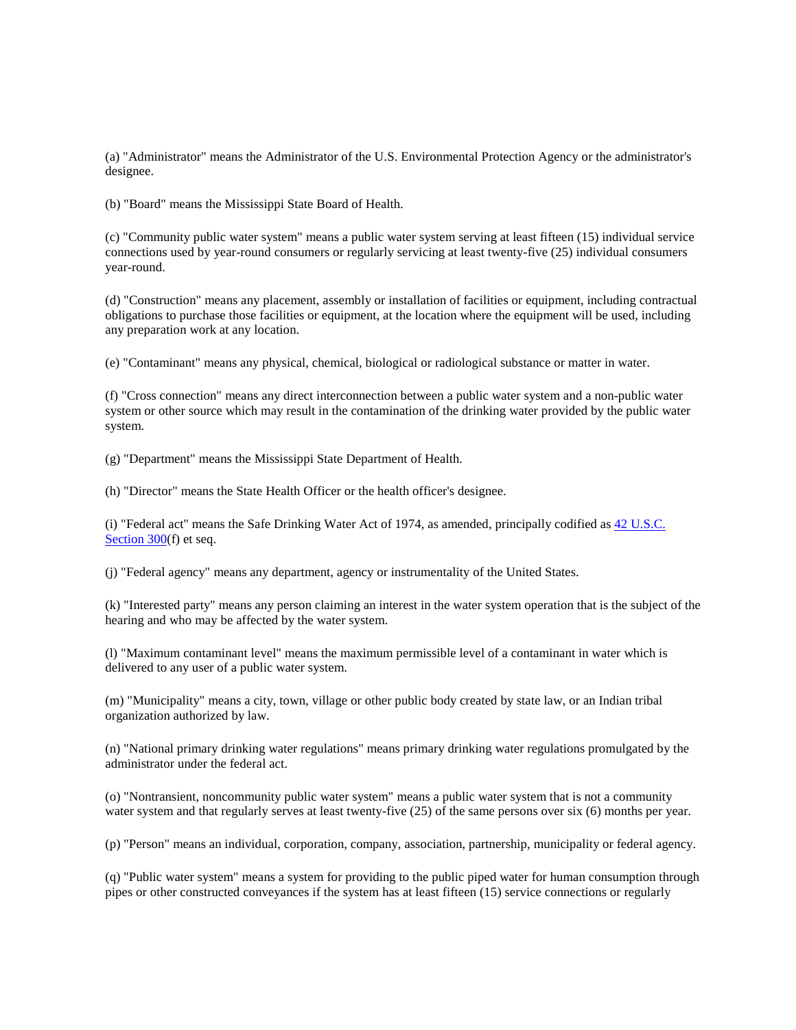(a) "Administrator" means the Administrator of the U.S. Environmental Protection Agency or the administrator's designee.

(b) "Board" means the Mississippi State Board of Health.

(c) "Community public water system" means a public water system serving at least fifteen (15) individual service connections used by year-round consumers or regularly servicing at least twenty-five (25) individual consumers year-round.

(d) "Construction" means any placement, assembly or installation of facilities or equipment, including contractual obligations to purchase those facilities or equipment, at the location where the equipment will be used, including any preparation work at any location.

(e) "Contaminant" means any physical, chemical, biological or radiological substance or matter in water.

(f) "Cross connection" means any direct interconnection between a public water system and a non-public water system or other source which may result in the contamination of the drinking water provided by the public water system.

(g) "Department" means the Mississippi State Department of Health.

(h) "Director" means the State Health Officer or the health officer's designee.

(i) "Federal act" means the Safe Drinking Water Act of 1974, as amended, principally codified as 42 U.S.C. Section 300(f) et seq.

(j) "Federal agency" means any department, agency or instrumentality of the United States.

(k) "Interested party" means any person claiming an interest in the water system operation that is the subject of the hearing and who may be affected by the water system.

(l) "Maximum contaminant level" means the maximum permissible level of a contaminant in water which is delivered to any user of a public water system.

(m) "Municipality" means a city, town, village or other public body created by state law, or an Indian tribal organization authorized by law.

(n) "National primary drinking water regulations" means primary drinking water regulations promulgated by the administrator under the federal act.

(o) "Nontransient, noncommunity public water system" means a public water system that is not a community water system and that regularly serves at least twenty-five (25) of the same persons over six (6) months per year.

(p) "Person" means an individual, corporation, company, association, partnership, municipality or federal agency.

(q) "Public water system" means a system for providing to the public piped water for human consumption through pipes or other constructed conveyances if the system has at least fifteen (15) service connections or regularly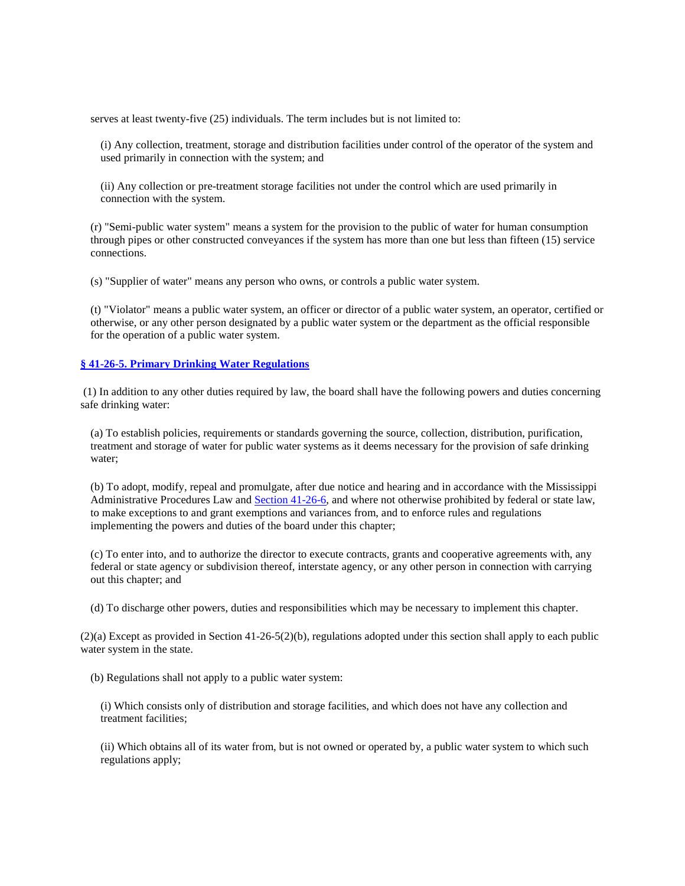serves at least twenty-five (25) individuals. The term includes but is not limited to:

(i) Any collection, treatment, storage and distribution facilities under control of the operator of the system and used primarily in connection with the system; and

(ii) Any collection or pre-treatment storage facilities not under the control which are used primarily in connection with the system.

(r) "Semi-public water system" means a system for the provision to the public of water for human consumption through pipes or other constructed conveyances if the system has more than one but less than fifteen (15) service connections.

(s) "Supplier of water" means any person who owns, or controls a public water system.

(t) "Violator" means a public water system, an officer or director of a public water system, an operator, certified or otherwise, or any other person designated by a public water system or the department as the official responsible for the operation of a public water system.

### **§ 41-26-5. Primary Drinking Water Regulations**

(1) In addition to any other duties required by law, the board shall have the following powers and duties concerning safe drinking water:

(a) To establish policies, requirements or standards governing the source, collection, distribution, purification, treatment and storage of water for public water systems as it deems necessary for the provision of safe drinking water;

(b) To adopt, modify, repeal and promulgate, after due notice and hearing and in accordance with the Mississippi Administrative Procedures Law and Section 41-26-6, and where not otherwise prohibited by federal or state law, to make exceptions to and grant exemptions and variances from, and to enforce rules and regulations implementing the powers and duties of the board under this chapter;

(c) To enter into, and to authorize the director to execute contracts, grants and cooperative agreements with, any federal or state agency or subdivision thereof, interstate agency, or any other person in connection with carrying out this chapter; and

(d) To discharge other powers, duties and responsibilities which may be necessary to implement this chapter.

(2)(a) Except as provided in Section 41-26-5(2)(b), regulations adopted under this section shall apply to each public water system in the state.

(b) Regulations shall not apply to a public water system:

(i) Which consists only of distribution and storage facilities, and which does not have any collection and treatment facilities;

(ii) Which obtains all of its water from, but is not owned or operated by, a public water system to which such regulations apply;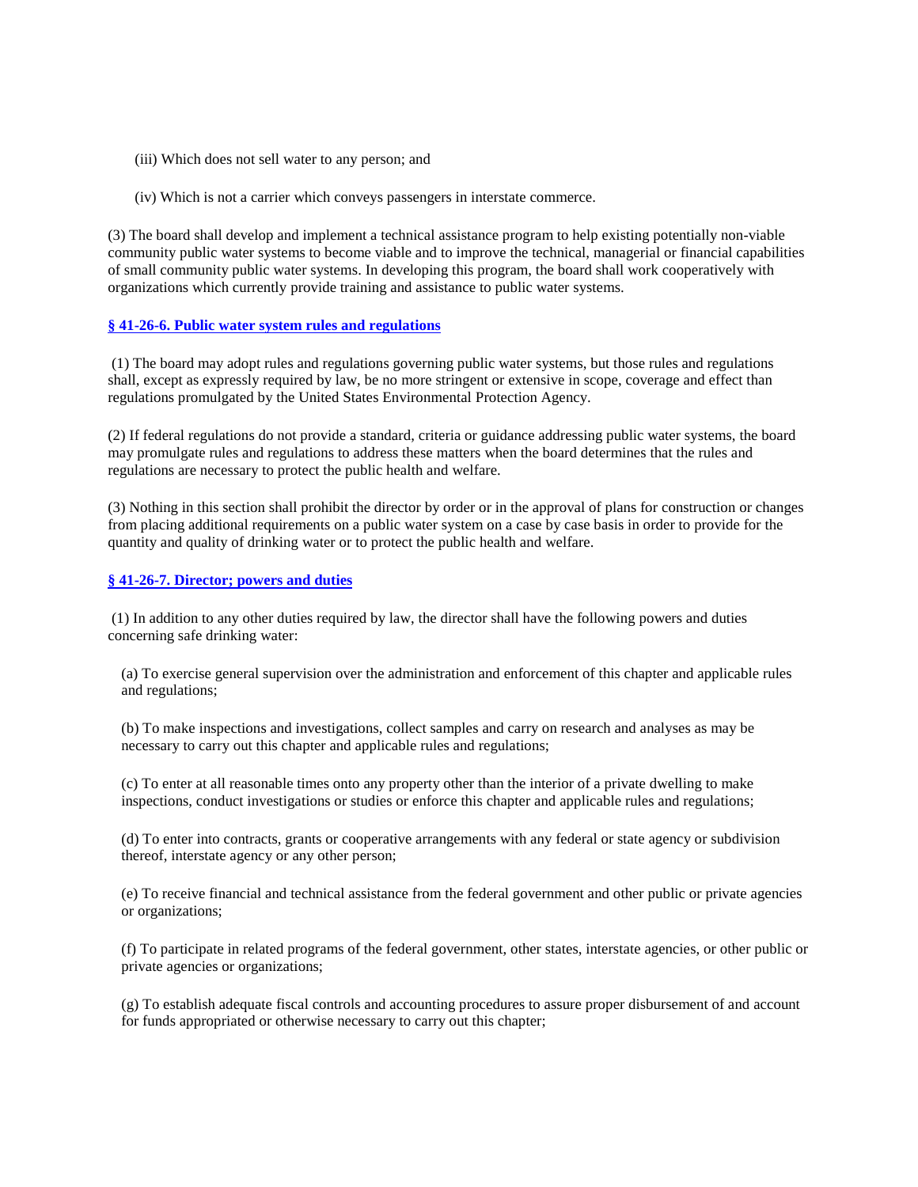(iii) Which does not sell water to any person; and

(iv) Which is not a carrier which conveys passengers in interstate commerce.

(3) The board shall develop and implement a technical assistance program to help existing potentially non-viable community public water systems to become viable and to improve the technical, managerial or financial capabilities of small community public water systems. In developing this program, the board shall work cooperatively with organizations which currently provide training and assistance to public water systems.

### § 41-26-6. Public water system rules and regulations

(1) The board may adopt rules and regulations governing public water systems, but those rules and regulations shall, except as expressly required by law, be no more stringent or extensive in scope, coverage and effect than regulations promulgated by the United States Environmental Protection Agency.

(2) If federal regulations do not provide a standard, criteria or guidance addressing public water systems, the board may promulgate rules and regulations to address these matters when the board determines that the rules and regulations are necessary to protect the public health and welfare.

(3) Nothing in this section shall prohibit the director by order or in the approval of plans for construction or changes from placing additional requirements on a public water system on a case by case basis in order to provide for the quantity and quality of drinking water or to protect the public health and welfare.

### § 41-26-7. Director; powers and duties

(1) In addition to any other duties required by law, the director shall have the following powers and duties concerning safe drinking water:

(a) To exercise general supervision over the administration and enforcement of this chapter and applicable rules and regulations;

(b) To make inspections and investigations, collect samples and carry on research and analyses as may be necessary to carry out this chapter and applicable rules and regulations;

(c) To enter at all reasonable times onto any property other than the interior of a private dwelling to make inspections, conduct investigations or studies or enforce this chapter and applicable rules and regulations;

(d) To enter into contracts, grants or cooperative arrangements with any federal or state agency or subdivision thereof, interstate agency or any other person;

(e) To receive financial and technical assistance from the federal government and other public or private agencies or organizations;

(f) To participate in related programs of the federal government, other states, interstate agencies, or other public or private agencies or organizations;

(g) To establish adequate fiscal controls and accounting procedures to assure proper disbursement of and account for funds appropriated or otherwise necessary to carry out this chapter;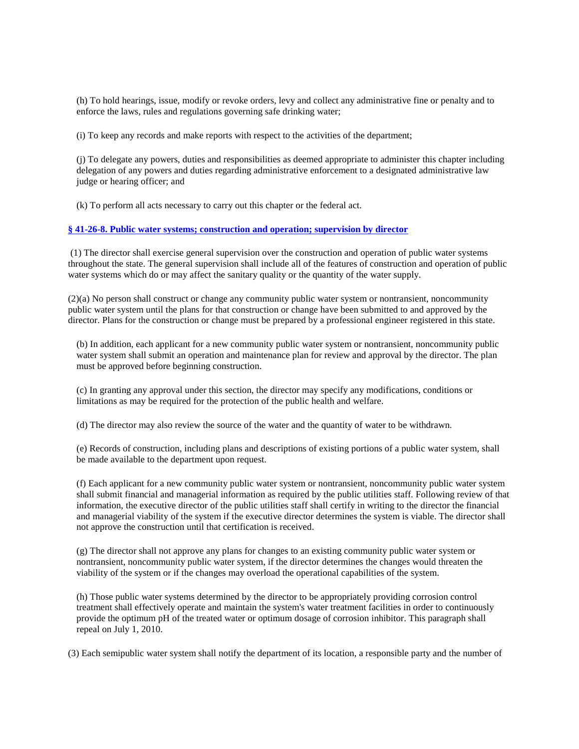(h) To hold hearings, issue, modify or revoke orders, levy and collect any administrative fine or penalty and to enforce the laws, rules and regulations governing safe drinking water;

(i) To keep any records and make reports with respect to the activities of the department;

(j) To delegate any powers, duties and responsibilities as deemed appropriate to administer this chapter including delegation of any powers and duties regarding administrative enforcement to a designated administrative law judge or hearing officer; and

(k) To perform all acts necessary to carry out this chapter or the federal act.

**§ 41-26-8. Public water systems; construction and operation; supervision by director**

(1) The director shall exercise general supervision over the construction and operation of public water systems throughout the state. The general supervision shall include all of the features of construction and operation of public water systems which do or may affect the sanitary quality or the quantity of the water supply.

(2)(a) No person shall construct or change any community public water system or nontransient, noncommunity public water system until the plans for that construction or change have been submitted to and approved by the director. Plans for the construction or change must be prepared by a professional engineer registered in this state.

(b) In addition, each applicant for a new community public water system or nontransient, noncommunity public water system shall submit an operation and maintenance plan for review and approval by the director. The plan must be approved before beginning construction.

(c) In granting any approval under this section, the director may specify any modifications, conditions or limitations as may be required for the protection of the public health and welfare.

(d) The director may also review the source of the water and the quantity of water to be withdrawn.

(e) Records of construction, including plans and descriptions of existing portions of a public water system, shall be made available to the department upon request.

(f) Each applicant for a new community public water system or nontransient, noncommunity public water system shall submit financial and managerial information as required by the public utilities staff. Following review of that information, the executive director of the public utilities staff shall certify in writing to the director the financial and managerial viability of the system if the executive director determines the system is viable. The director shall not approve the construction until that certification is received.

(g) The director shall not approve any plans for changes to an existing community public water system or nontransient, noncommunity public water system, if the director determines the changes would threaten the viability of the system or if the changes may overload the operational capabilities of the system.

(h) Those public water systems determined by the director to be appropriately providing corrosion control treatment shall effectively operate and maintain the system's water treatment facilities in order to continuously provide the optimum pH of the treated water or optimum dosage of corrosion inhibitor. This paragraph shall repeal on July 1, 2010.

(3) Each semipublic water system shall notify the department of its location, a responsible party and the number of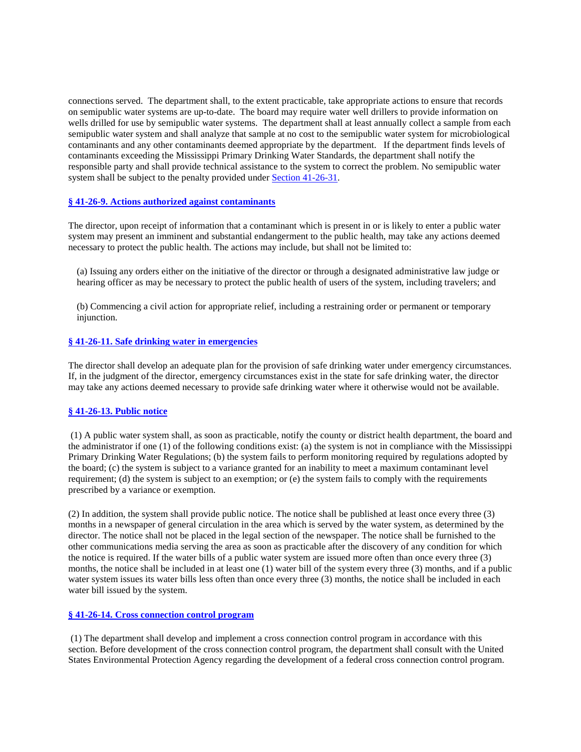connections served. The department shall, to the extent practicable, take appropriate actions to ensure that records on semipublic water systems are up-to-date. The board may require water well drillers to provide information on wells drilled for use by semipublic water systems. The department shall at least annually collect a sample from each semipublic water system and shall analyze that sample at no cost to the semipublic water system for microbiological contaminants and any other contaminants deemed appropriate by the department. If the department finds levels of contaminants exceeding the Mississippi Primary Drinking Water Standards, the department shall notify the responsible party and shall provide technical assistance to the system to correct the problem. No semipublic water system shall be subject to the penalty provided under [Section 41-26-31](Section 41-26-31).

### [§ 41-26-9. Actions authorized against contaminants](§ 41-26-9)

The director, upon receipt of information that a contaminant which is present in or is likely to enter a public water system may present an imminent and substantial endangerment to the public health, may take any actions deemed necessary to protect the public health. The actions may include, but shall not be limited to:

(a) Issuing any orders either on the initiative of the director or through a designated administrative law judge or hearing officer as may be necessary to protect the public health of users of the system, including travelers; and

(b) Commencing a civil action for appropriate relief, including a restraining order or permanent or temporary injunction.

### [§ 41-26-11. Safe drinking water in emergencies](§ 41-26-11)

The director shall develop an adequate plan for the provision of safe drinking water under emergency circumstances. If, in the judgment of the director, emergency circumstances exist in the state for safe drinking water, the director may take any actions deemed necessary to provide safe drinking water where it otherwise would not be available.

### [§ 41-26-13. Public notice](§ 41-26-13)

(1) A public water system shall, as soon as practicable, notify the county or district health department, the board and the administrator if one (1) of the following conditions exist: (a) the system is not in compliance with the Mississippi Primary Drinking Water Regulations; (b) the system fails to perform monitoring required by regulations adopted by the board; (c) the system is subject to a variance granted for an inability to meet a maximum contaminant level requirement; (d) the system is subject to an exemption; or (e) the system fails to comply with the requirements prescribed by a variance or exemption.

(2) In addition, the system shall provide public notice. The notice shall be published at least once every three (3) months in a newspaper of general circulation in the area which is served by the water system, as determined by the director. The notice shall not be placed in the legal section of the newspaper. The notice shall be furnished to the other communications media serving the area as soon as practicable after the discovery of any condition for which the notice is required. If the water bills of a public water system are issued more often than once every three (3) months, the notice shall be included in at least one (1) water bill of the system every three (3) months, and if a public water system issues its water bills less often than once every three (3) months, the notice shall be included in each water bill issued by the system.

### [§ 41-26-14. Cross connection control program](§ 41-26-14)

(1) The department shall develop and implement a cross connection control program in accordance with this section. Before development of the cross connection control program, the department shall consult with the United States Environmental Protection Agency regarding the development of a federal cross connection control program.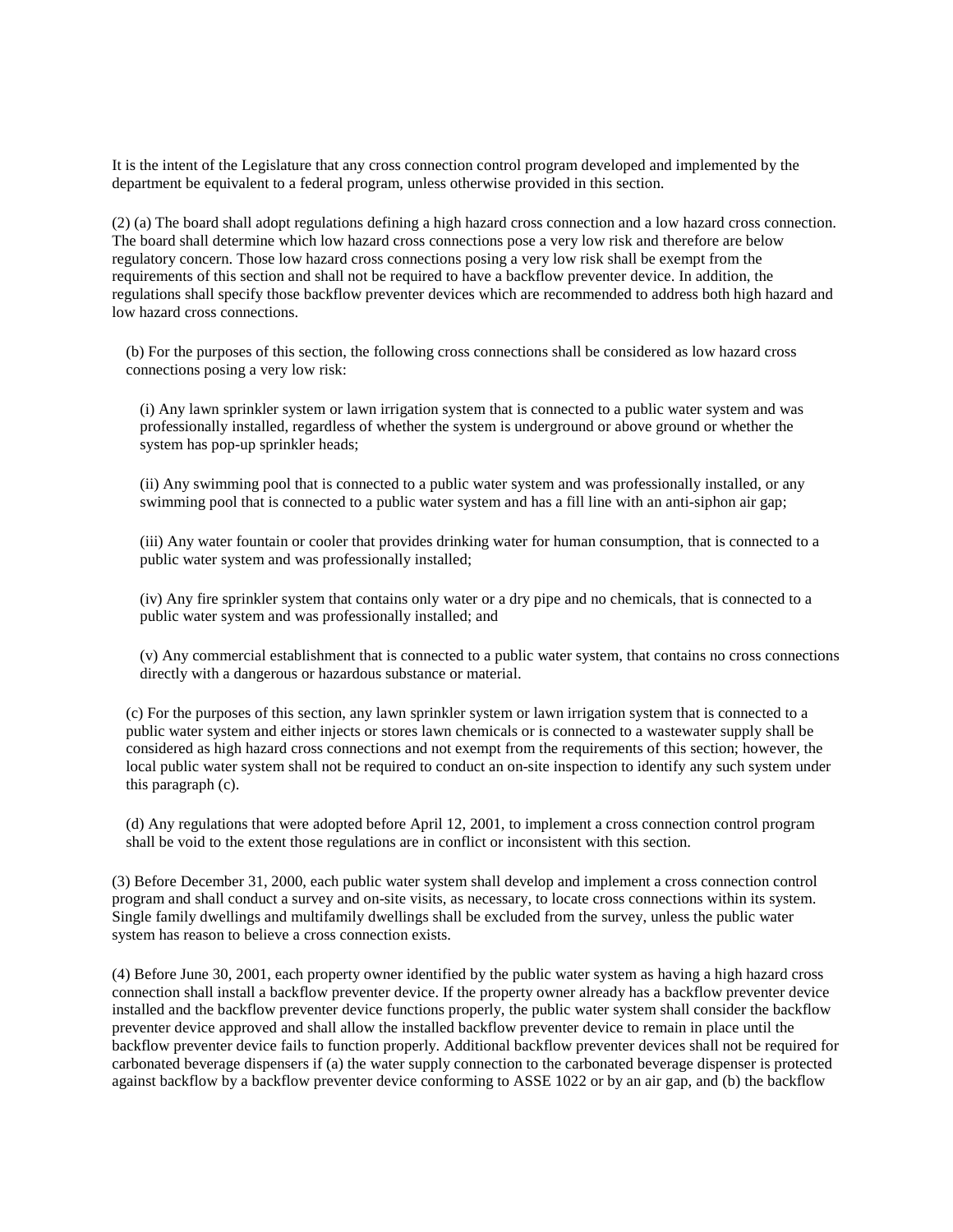It is the intent of the Legislature that any cross connection control program developed and implemented by the department be equivalent to a federal program, unless otherwise provided in this section.

(2) (a) The board shall adopt regulations defining a high hazard cross connection and a low hazard cross connection. The board shall determine which low hazard cross connections pose a very low risk and therefore are below regulatory concern. Those low hazard cross connections posing a very low risk shall be exempt from the requirements of this section and shall not be required to have a backflow preventer device. In addition, the regulations shall specify those backflow preventer devices which are recommended to address both high hazard and low hazard cross connections.

(b) For the purposes of this section, the following cross connections shall be considered as low hazard cross connections posing a very low risk:

(i) Any lawn sprinkler system or lawn irrigation system that is connected to a public water system and was professionally installed, regardless of whether the system is underground or above ground or whether the system has pop-up sprinkler heads;

(ii) Any swimming pool that is connected to a public water system and was professionally installed, or any swimming pool that is connected to a public water system and has a fill line with an anti-siphon air gap;

(iii) Any water fountain or cooler that provides drinking water for human consumption, that is connected to a public water system and was professionally installed;

(iv) Any fire sprinkler system that contains only water or a dry pipe and no chemicals, that is connected to a public water system and was professionally installed; and

(v) Any commercial establishment that is connected to a public water system, that contains no cross connections directly with a dangerous or hazardous substance or material.

(c) For the purposes of this section, any lawn sprinkler system or lawn irrigation system that is connected to a public water system and either injects or stores lawn chemicals or is connected to a wastewater supply shall be considered as high hazard cross connections and not exempt from the requirements of this section; however, the local public water system shall not be required to conduct an on-site inspection to identify any such system under this paragraph (c).

(d) Any regulations that were adopted before April 12, 2001, to implement a cross connection control program shall be void to the extent those regulations are in conflict or inconsistent with this section.

(3) Before December 31, 2000, each public water system shall develop and implement a cross connection control program and shall conduct a survey and on-site visits, as necessary, to locate cross connections within its system. Single family dwellings and multifamily dwellings shall be excluded from the survey, unless the public water system has reason to believe a cross connection exists.

(4) Before June 30, 2001, each property owner identified by the public water system as having a high hazard cross connection shall install a backflow preventer device. If the property owner already has a backflow preventer device installed and the backflow preventer device functions properly, the public water system shall consider the backflow preventer device approved and shall allow the installed backflow preventer device to remain in place until the backflow preventer device fails to function properly. Additional backflow preventer devices shall not be required for carbonated beverage dispensers if (a) the water supply connection to the carbonated beverage dispenser is protected against backflow by a backflow preventer device conforming to ASSE 1022 or by an air gap, and (b) the backflow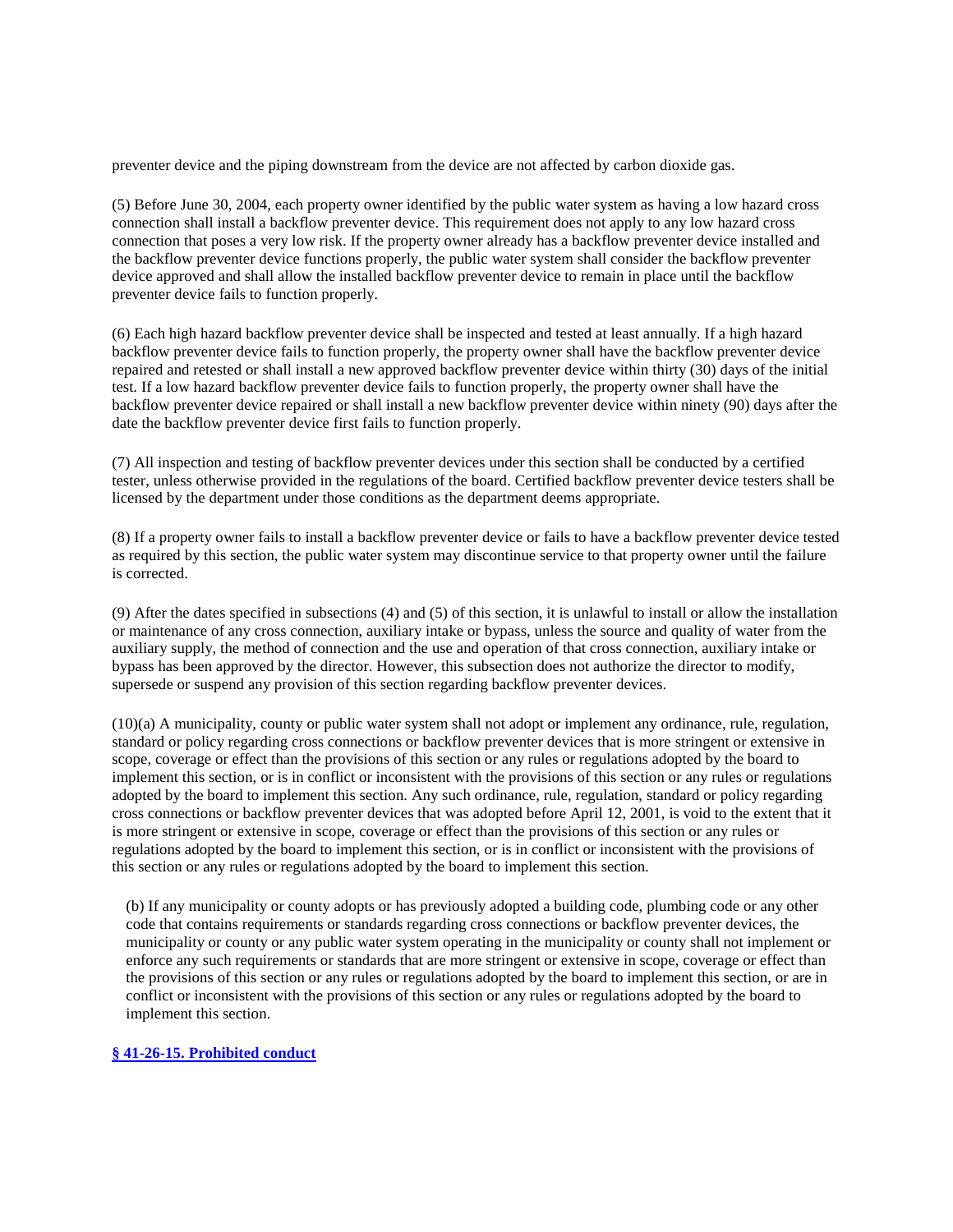preventer device and the piping downstream from the device are not affected by carbon dioxide gas.

(5) Before June 30, 2004, each property owner identified by the public water system as having a low hazard cross connection shall install a backflow preventer device. This requirement does not apply to any low hazard cross connection that poses a very low risk. If the property owner already has a backflow preventer device installed and the backflow preventer device functions properly, the public water system shall consider the backflow preventer device approved and shall allow the installed backflow preventer device to remain in place until the backflow preventer device fails to function properly.

(6) Each high hazard backflow preventer device shall be inspected and tested at least annually. If a high hazard backflow preventer device fails to function properly, the property owner shall have the backflow preventer device repaired and retested or shall install a new approved backflow preventer device within thirty (30) days of the initial test. If a low hazard backflow preventer device fails to function properly, the property owner shall have the backflow preventer device repaired or shall install a new backflow preventer device within ninety (90) days after the date the backflow preventer device first fails to function properly.

(7) All inspection and testing of backflow preventer devices under this section shall be conducted by a certified tester, unless otherwise provided in the regulations of the board. Certified backflow preventer device testers shall be licensed by the department under those conditions as the department deems appropriate.

(8) If a property owner fails to install a backflow preventer device or fails to have a backflow preventer device tested as required by this section, the public water system may discontinue service to that property owner until the failure is corrected.

(9) After the dates specified in subsections (4) and (5) of this section, it is unlawful to install or allow the installation or maintenance of any cross connection, auxiliary intake or bypass, unless the source and quality of water from the auxiliary supply, the method of connection and the use and operation of that cross connection, auxiliary intake or bypass has been approved by the director. However, this subsection does not authorize the director to modify, supersede or suspend any provision of this section regarding backflow preventer devices.

(10)(a) A municipality, county or public water system shall not adopt or implement any ordinance, rule, regulation, standard or policy regarding cross connections or backflow preventer devices that is more stringent or extensive in scope, coverage or effect than the provisions of this section or any rules or regulations adopted by the board to implement this section, or is in conflict or inconsistent with the provisions of this section or any rules or regulations adopted by the board to implement this section. Any such ordinance, rule, regulation, standard or policy regarding cross connections or backflow preventer devices that was adopted before April 12, 2001, is void to the extent that it is more stringent or extensive in scope, coverage or effect than the provisions of this section or any rules or regulations adopted by the board to implement this section, or is in conflict or inconsistent with the provisions of this section or any rules or regulations adopted by the board to implement this section.

(b) If any municipality or county adopts or has previously adopted a building code, plumbing code or any other code that contains requirements or standards regarding cross connections or backflow preventer devices, the municipality or county or any public water system operating in the municipality or county shall not implement or enforce any such requirements or standards that are more stringent or extensive in scope, coverage or effect than the provisions of this section or any rules or regulations adopted by the board to implement this section, or are in conflict or inconsistent with the provisions of this section or any rules or regulations adopted by the board to implement this section.

**§ 41-26-15. Prohibited conduct**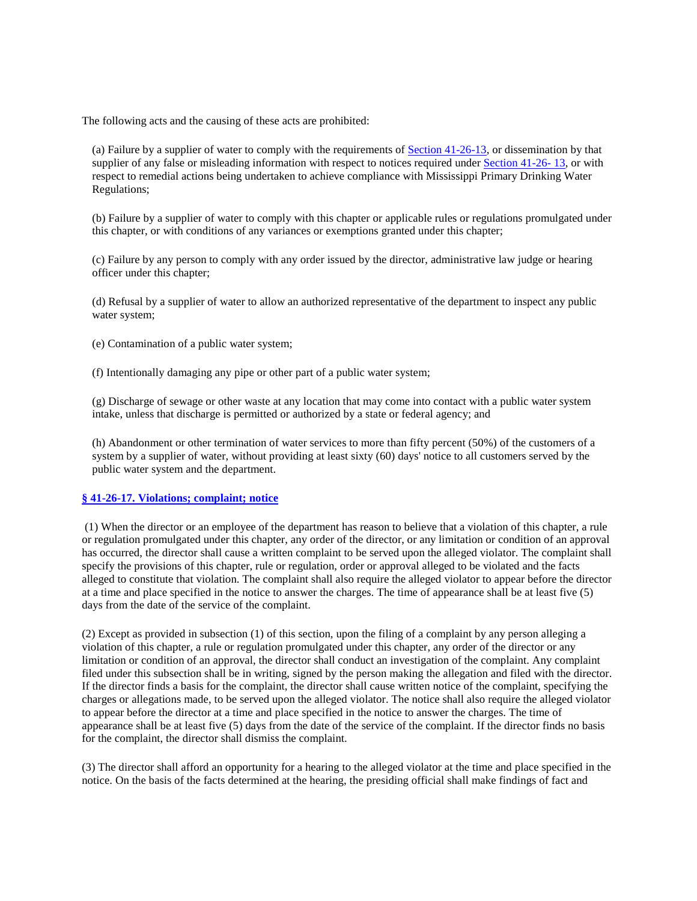The following acts and the causing of these acts are prohibited:

(a) Failure by a supplier of water to comply with the requirements of [Section 41-26-13](), or dissemination by that supplier of any false or misleading information with respect to notices required under [Section 41-26- 13](), or with respect to remedial actions being undertaken to achieve compliance with Mississippi Primary Drinking Water Regulations;

(b) Failure by a supplier of water to comply with this chapter or applicable rules or regulations promulgated under this chapter, or with conditions of any variances or exemptions granted under this chapter;

(c) Failure by any person to comply with any order issued by the director, administrative law judge or hearing officer under this chapter;

(d) Refusal by a supplier of water to allow an authorized representative of the department to inspect any public water system;

(e) Contamination of a public water system;

(f) Intentionally damaging any pipe or other part of a public water system;

(g) Discharge of sewage or other waste at any location that may come into contact with a public water system intake, unless that discharge is permitted or authorized by a state or federal agency; and

(h) Abandonment or other termination of water services to more than fifty percent (50%) of the customers of a system by a supplier of water, without providing at least sixty (60) days' notice to all customers served by the public water system and the department.

**§ 41-26-17. Violations; complaint; notice**

(1) When the director or an employee of the department has reason to believe that a violation of this chapter, a rule or regulation promulgated under this chapter, any order of the director, or any limitation or condition of an approval has occurred, the director shall cause a written complaint to be served upon the alleged violator. The complaint shall specify the provisions of this chapter, rule or regulation, order or approval alleged to be violated and the facts alleged to constitute that violation. The complaint shall also require the alleged violator to appear before the director at a time and place specified in the notice to answer the charges. The time of appearance shall be at least five (5) days from the date of the service of the complaint.

(2) Except as provided in subsection (1) of this section, upon the filing of a complaint by any person alleging a violation of this chapter, a rule or regulation promulgated under this chapter, any order of the director or any limitation or condition of an approval, the director shall conduct an investigation of the complaint. Any complaint filed under this subsection shall be in writing, signed by the person making the allegation and filed with the director. If the director finds a basis for the complaint, the director shall cause written notice of the complaint, specifying the charges or allegations made, to be served upon the alleged violator. The notice shall also require the alleged violator to appear before the director at a time and place specified in the notice to answer the charges. The time of appearance shall be at least five (5) days from the date of the service of the complaint. If the director finds no basis for the complaint, the director shall dismiss the complaint.

(3) The director shall afford an opportunity for a hearing to the alleged violator at the time and place specified in the notice. On the basis of the facts determined at the hearing, the presiding official shall make findings of fact and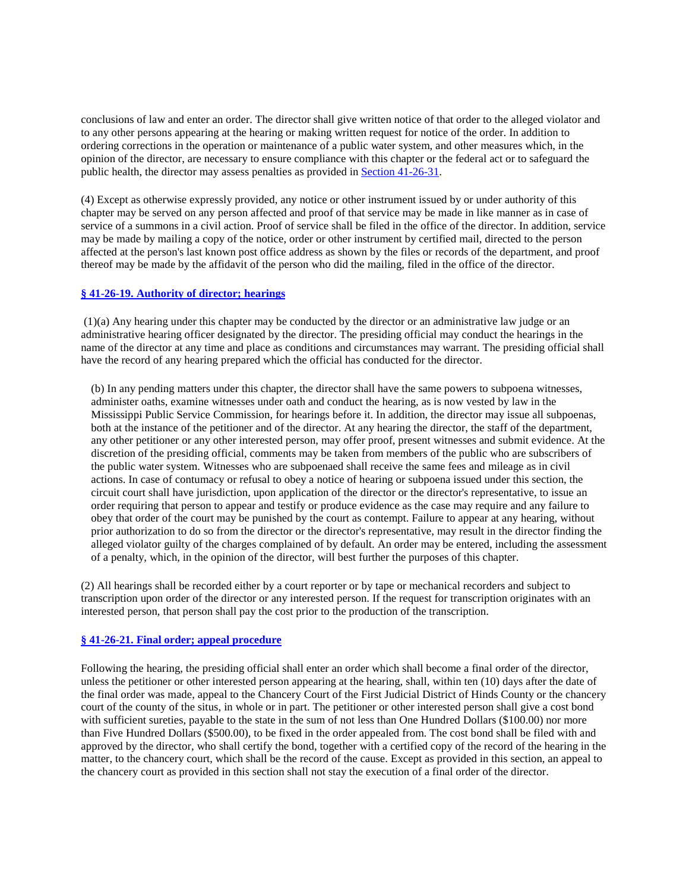conclusions of law and enter an order. The director shall give written notice of that order to the alleged violator and to any other persons appearing at the hearing or making written request for notice of the order. In addition to ordering corrections in the operation or maintenance of a public water system, and other measures which, in the opinion of the director, are necessary to ensure compliance with this chapter or the federal act or to safeguard the public health, the director may assess penalties as provided in Section 41-26-31.

(4) Except as otherwise expressly provided, any notice or other instrument issued by or under authority of this chapter may be served on any person affected and proof of that service may be made in like manner as in case of service of a summons in a civil action. Proof of service shall be filed in the office of the director. In addition, service may be made by mailing a copy of the notice, order or other instrument by certified mail, directed to the person affected at the person's last known post office address as shown by the files or records of the department, and proof thereof may be made by the affidavit of the person who did the mailing, filed in the office of the director.

**§ 41-26-19. Authority of director; hearings**

(1)(a) Any hearing under this chapter may be conducted by the director or an administrative law judge or an administrative hearing officer designated by the director. The presiding official may conduct the hearings in the name of the director at any time and place as conditions and circumstances may warrant. The presiding official shall have the record of any hearing prepared which the official has conducted for the director.

(b) In any pending matters under this chapter, the director shall have the same powers to subpoena witnesses, administer oaths, examine witnesses under oath and conduct the hearing, as is now vested by law in the Mississippi Public Service Commission, for hearings before it. In addition, the director may issue all subpoenas, both at the instance of the petitioner and of the director. At any hearing the director, the staff of the department, any other petitioner or any other interested person, may offer proof, present witnesses and submit evidence. At the discretion of the presiding official, comments may be taken from members of the public who are subscribers of the public water system. Witnesses who are subpoenaed shall receive the same fees and mileage as in civil actions. In case of contumacy or refusal to obey a notice of hearing or subpoena issued under this section, the circuit court shall have jurisdiction, upon application of the director or the director's representative, to issue an order requiring that person to appear and testify or produce evidence as the case may require and any failure to obey that order of the court may be punished by the court as contempt. Failure to appear at any hearing, without prior authorization to do so from the director or the director's representative, may result in the director finding the alleged violator guilty of the charges complained of by default. An order may be entered, including the assessment of a penalty, which, in the opinion of the director, will best further the purposes of this chapter.

(2) All hearings shall be recorded either by a court reporter or by tape or mechanical recorders and subject to transcription upon order of the director or any interested person. If the request for transcription originates with an interested person, that person shall pay the cost prior to the production of the transcription.

**§ 41-26-21. Final order; appeal procedure**

Following the hearing, the presiding official shall enter an order which shall become a final order of the director, unless the petitioner or other interested person appearing at the hearing, shall, within ten (10) days after the date of the final order was made, appeal to the Chancery Court of the First Judicial District of Hinds County or the chancery court of the county of the situs, in whole or in part. The petitioner or other interested person shall give a cost bond with sufficient sureties, payable to the state in the sum of not less than One Hundred Dollars ($100.00) nor more than Five Hundred Dollars ($500.00), to be fixed in the order appealed from. The cost bond shall be filed with and approved by the director, who shall certify the bond, together with a certified copy of the record of the hearing in the matter, to the chancery court, which shall be the record of the cause. Except as provided in this section, an appeal to the chancery court as provided in this section shall not stay the execution of a final order of the director.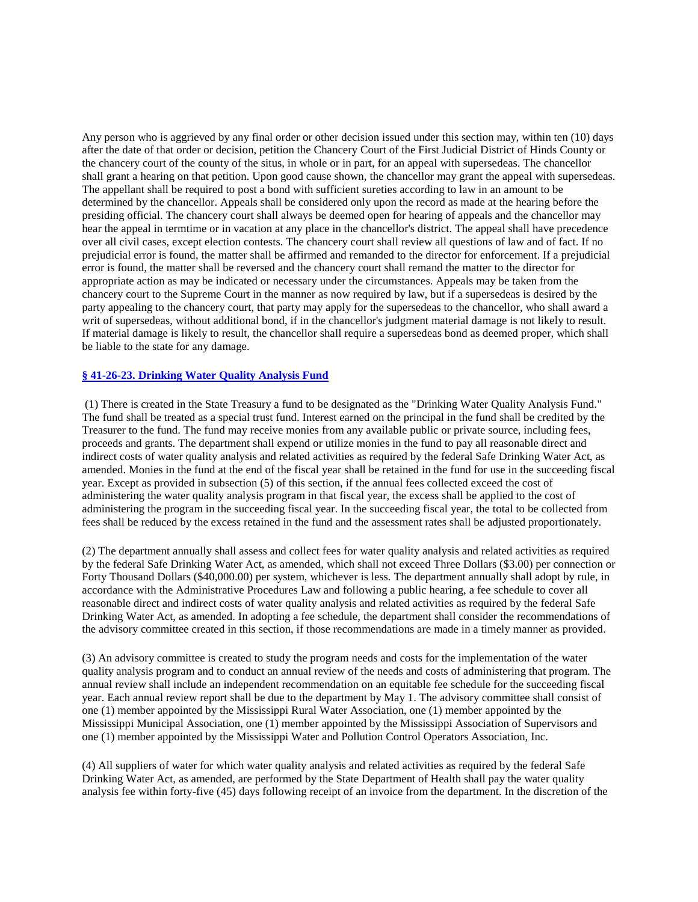Any person who is aggrieved by any final order or other decision issued under this section may, within ten (10) days after the date of that order or decision, petition the Chancery Court of the First Judicial District of Hinds County or the chancery court of the county of the situs, in whole or in part, for an appeal with supersedeas. The chancellor shall grant a hearing on that petition. Upon good cause shown, the chancellor may grant the appeal with supersedeas. The appellant shall be required to post a bond with sufficient sureties according to law in an amount to be determined by the chancellor. Appeals shall be considered only upon the record as made at the hearing before the presiding official. The chancery court shall always be deemed open for hearing of appeals and the chancellor may hear the appeal in termtime or in vacation at any place in the chancellor's district. The appeal shall have precedence over all civil cases, except election contests. The chancery court shall review all questions of law and of fact. If no prejudicial error is found, the matter shall be affirmed and remanded to the director for enforcement. If a prejudicial error is found, the matter shall be reversed and the chancery court shall remand the matter to the director for appropriate action as may be indicated or necessary under the circumstances. Appeals may be taken from the chancery court to the Supreme Court in the manner as now required by law, but if a supersedeas is desired by the party appealing to the chancery court, that party may apply for the supersedeas to the chancellor, who shall award a writ of supersedeas, without additional bond, if in the chancellor's judgment material damage is not likely to result. If material damage is likely to result, the chancellor shall require a supersedeas bond as deemed proper, which shall be liable to the state for any damage.

### § 41-26-23. Drinking Water Quality Analysis Fund

(1) There is created in the State Treasury a fund to be designated as the "Drinking Water Quality Analysis Fund." The fund shall be treated as a special trust fund. Interest earned on the principal in the fund shall be credited by the Treasurer to the fund. The fund may receive monies from any available public or private source, including fees, proceeds and grants. The department shall expend or utilize monies in the fund to pay all reasonable direct and indirect costs of water quality analysis and related activities as required by the federal Safe Drinking Water Act, as amended. Monies in the fund at the end of the fiscal year shall be retained in the fund for use in the succeeding fiscal year. Except as provided in subsection (5) of this section, if the annual fees collected exceed the cost of administering the water quality analysis program in that fiscal year, the excess shall be applied to the cost of administering the program in the succeeding fiscal year. In the succeeding fiscal year, the total to be collected from fees shall be reduced by the excess retained in the fund and the assessment rates shall be adjusted proportionately.

(2) The department annually shall assess and collect fees for water quality analysis and related activities as required by the federal Safe Drinking Water Act, as amended, which shall not exceed Three Dollars ($3.00) per connection or Forty Thousand Dollars ($40,000.00) per system, whichever is less. The department annually shall adopt by rule, in accordance with the Administrative Procedures Law and following a public hearing, a fee schedule to cover all reasonable direct and indirect costs of water quality analysis and related activities as required by the federal Safe Drinking Water Act, as amended. In adopting a fee schedule, the department shall consider the recommendations of the advisory committee created in this section, if those recommendations are made in a timely manner as provided.

(3) An advisory committee is created to study the program needs and costs for the implementation of the water quality analysis program and to conduct an annual review of the needs and costs of administering that program. The annual review shall include an independent recommendation on an equitable fee schedule for the succeeding fiscal year. Each annual review report shall be due to the department by May 1. The advisory committee shall consist of one (1) member appointed by the Mississippi Rural Water Association, one (1) member appointed by the Mississippi Municipal Association, one (1) member appointed by the Mississippi Association of Supervisors and one (1) member appointed by the Mississippi Water and Pollution Control Operators Association, Inc.

(4) All suppliers of water for which water quality analysis and related activities as required by the federal Safe Drinking Water Act, as amended, are performed by the State Department of Health shall pay the water quality analysis fee within forty-five (45) days following receipt of an invoice from the department. In the discretion of the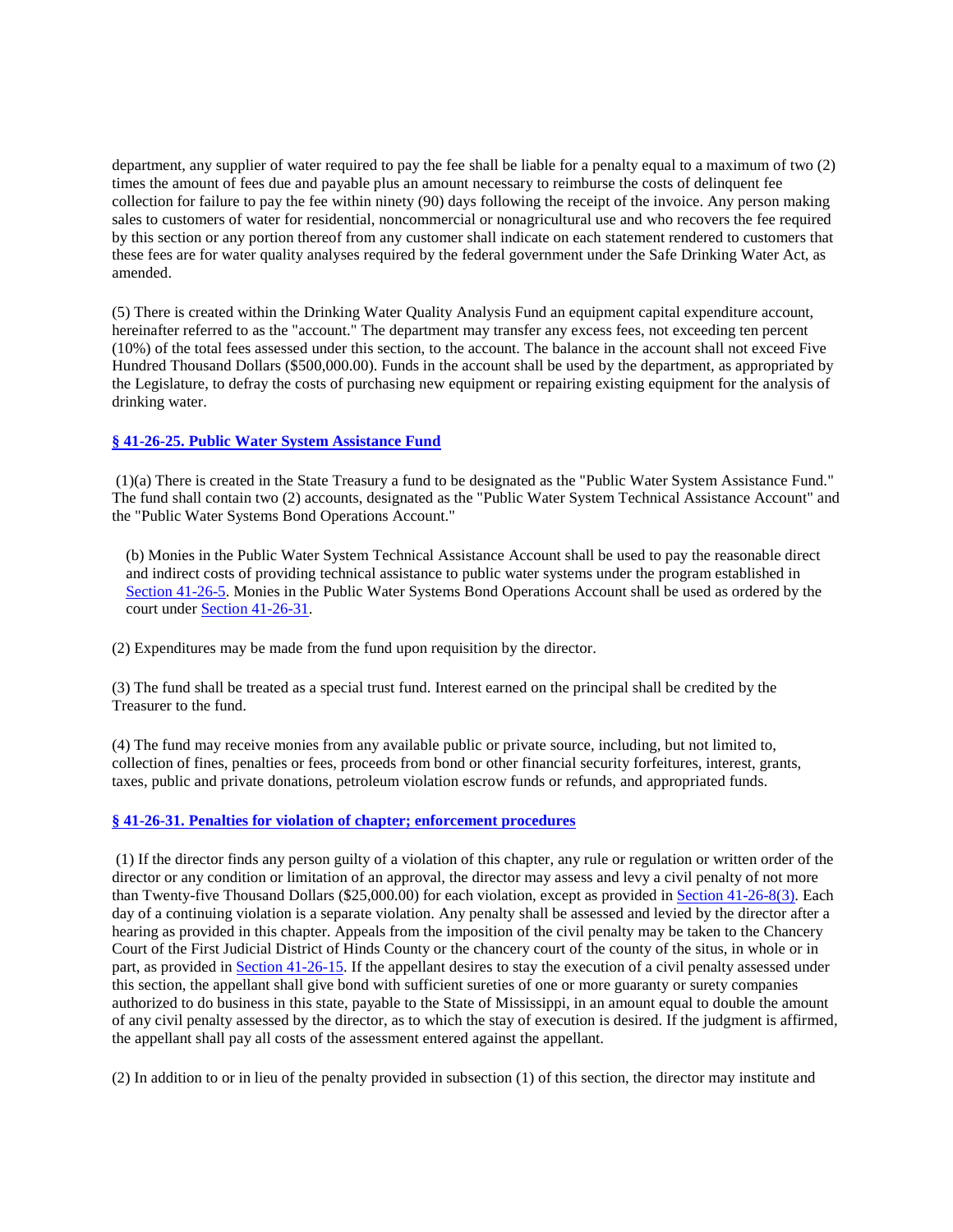department, any supplier of water required to pay the fee shall be liable for a penalty equal to a maximum of two (2) times the amount of fees due and payable plus an amount necessary to reimburse the costs of delinquent fee collection for failure to pay the fee within ninety (90) days following the receipt of the invoice. Any person making sales to customers of water for residential, noncommercial or nonagricultural use and who recovers the fee required by this section or any portion thereof from any customer shall indicate on each statement rendered to customers that these fees are for water quality analyses required by the federal government under the Safe Drinking Water Act, as amended.

(5) There is created within the Drinking Water Quality Analysis Fund an equipment capital expenditure account, hereinafter referred to as the "account." The department may transfer any excess fees, not exceeding ten percent (10%) of the total fees assessed under this section, to the account. The balance in the account shall not exceed Five Hundred Thousand Dollars ($500,000.00). Funds in the account shall be used by the department, as appropriated by the Legislature, to defray the costs of purchasing new equipment or repairing existing equipment for the analysis of drinking water.

### § 41-26-25. Public Water System Assistance Fund

(1)(a) There is created in the State Treasury a fund to be designated as the "Public Water System Assistance Fund." The fund shall contain two (2) accounts, designated as the "Public Water System Technical Assistance Account" and the "Public Water Systems Bond Operations Account."

(b) Monies in the Public Water System Technical Assistance Account shall be used to pay the reasonable direct and indirect costs of providing technical assistance to public water systems under the program established in Section 41-26-5. Monies in the Public Water Systems Bond Operations Account shall be used as ordered by the court under Section 41-26-31.

(2) Expenditures may be made from the fund upon requisition by the director.

(3) The fund shall be treated as a special trust fund. Interest earned on the principal shall be credited by the Treasurer to the fund.

(4) The fund may receive monies from any available public or private source, including, but not limited to, collection of fines, penalties or fees, proceeds from bond or other financial security forfeitures, interest, grants, taxes, public and private donations, petroleum violation escrow funds or refunds, and appropriated funds.

### § 41-26-31. Penalties for violation of chapter; enforcement procedures

(1) If the director finds any person guilty of a violation of this chapter, any rule or regulation or written order of the director or any condition or limitation of an approval, the director may assess and levy a civil penalty of not more than Twenty-five Thousand Dollars ($25,000.00) for each violation, except as provided in Section 41-26-8(3). Each day of a continuing violation is a separate violation. Any penalty shall be assessed and levied by the director after a hearing as provided in this chapter. Appeals from the imposition of the civil penalty may be taken to the Chancery Court of the First Judicial District of Hinds County or the chancery court of the county of the situs, in whole or in part, as provided in Section 41-26-15. If the appellant desires to stay the execution of a civil penalty assessed under this section, the appellant shall give bond with sufficient sureties of one or more guaranty or surety companies authorized to do business in this state, payable to the State of Mississippi, in an amount equal to double the amount of any civil penalty assessed by the director, as to which the stay of execution is desired. If the judgment is affirmed, the appellant shall pay all costs of the assessment entered against the appellant.

(2) In addition to or in lieu of the penalty provided in subsection (1) of this section, the director may institute and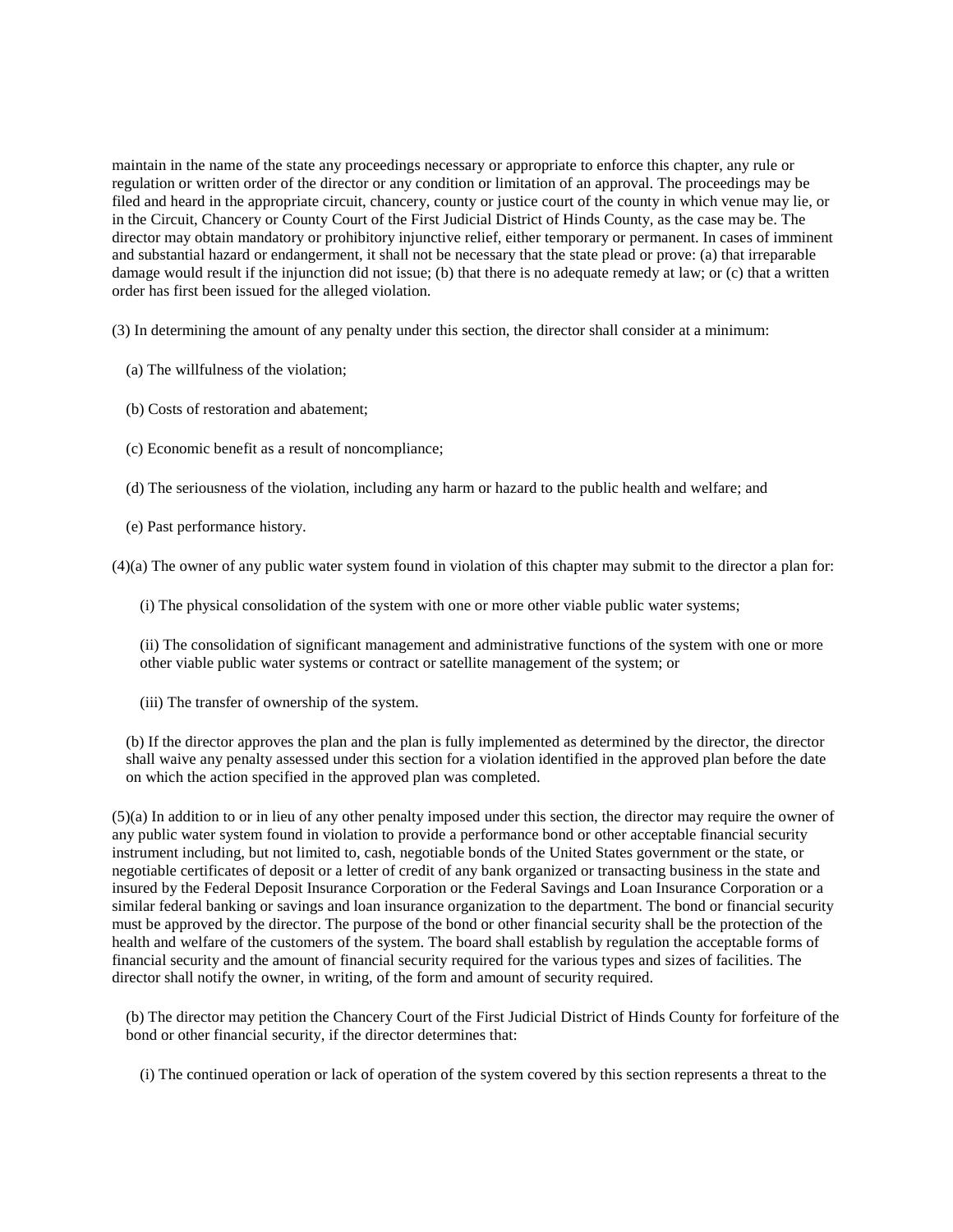maintain in the name of the state any proceedings necessary or appropriate to enforce this chapter, any rule or regulation or written order of the director or any condition or limitation of an approval. The proceedings may be filed and heard in the appropriate circuit, chancery, county or justice court of the county in which venue may lie, or in the Circuit, Chancery or County Court of the First Judicial District of Hinds County, as the case may be. The director may obtain mandatory or prohibitory injunctive relief, either temporary or permanent. In cases of imminent and substantial hazard or endangerment, it shall not be necessary that the state plead or prove: (a) that irreparable damage would result if the injunction did not issue; (b) that there is no adequate remedy at law; or (c) that a written order has first been issued for the alleged violation.

(3) In determining the amount of any penalty under this section, the director shall consider at a minimum:

(a) The willfulness of the violation;

(b) Costs of restoration and abatement;

(c) Economic benefit as a result of noncompliance;

(d) The seriousness of the violation, including any harm or hazard to the public health and welfare; and

(e) Past performance history.

(4)(a) The owner of any public water system found in violation of this chapter may submit to the director a plan for:

(i) The physical consolidation of the system with one or more other viable public water systems;

(ii) The consolidation of significant management and administrative functions of the system with one or more other viable public water systems or contract or satellite management of the system; or

(iii) The transfer of ownership of the system.

(b) If the director approves the plan and the plan is fully implemented as determined by the director, the director shall waive any penalty assessed under this section for a violation identified in the approved plan before the date on which the action specified in the approved plan was completed.

(5)(a) In addition to or in lieu of any other penalty imposed under this section, the director may require the owner of any public water system found in violation to provide a performance bond or other acceptable financial security instrument including, but not limited to, cash, negotiable bonds of the United States government or the state, or negotiable certificates of deposit or a letter of credit of any bank organized or transacting business in the state and insured by the Federal Deposit Insurance Corporation or the Federal Savings and Loan Insurance Corporation or a similar federal banking or savings and loan insurance organization to the department. The bond or financial security must be approved by the director. The purpose of the bond or other financial security shall be the protection of the health and welfare of the customers of the system. The board shall establish by regulation the acceptable forms of financial security and the amount of financial security required for the various types and sizes of facilities. The director shall notify the owner, in writing, of the form and amount of security required.

(b) The director may petition the Chancery Court of the First Judicial District of Hinds County for forfeiture of the bond or other financial security, if the director determines that:

(i) The continued operation or lack of operation of the system covered by this section represents a threat to the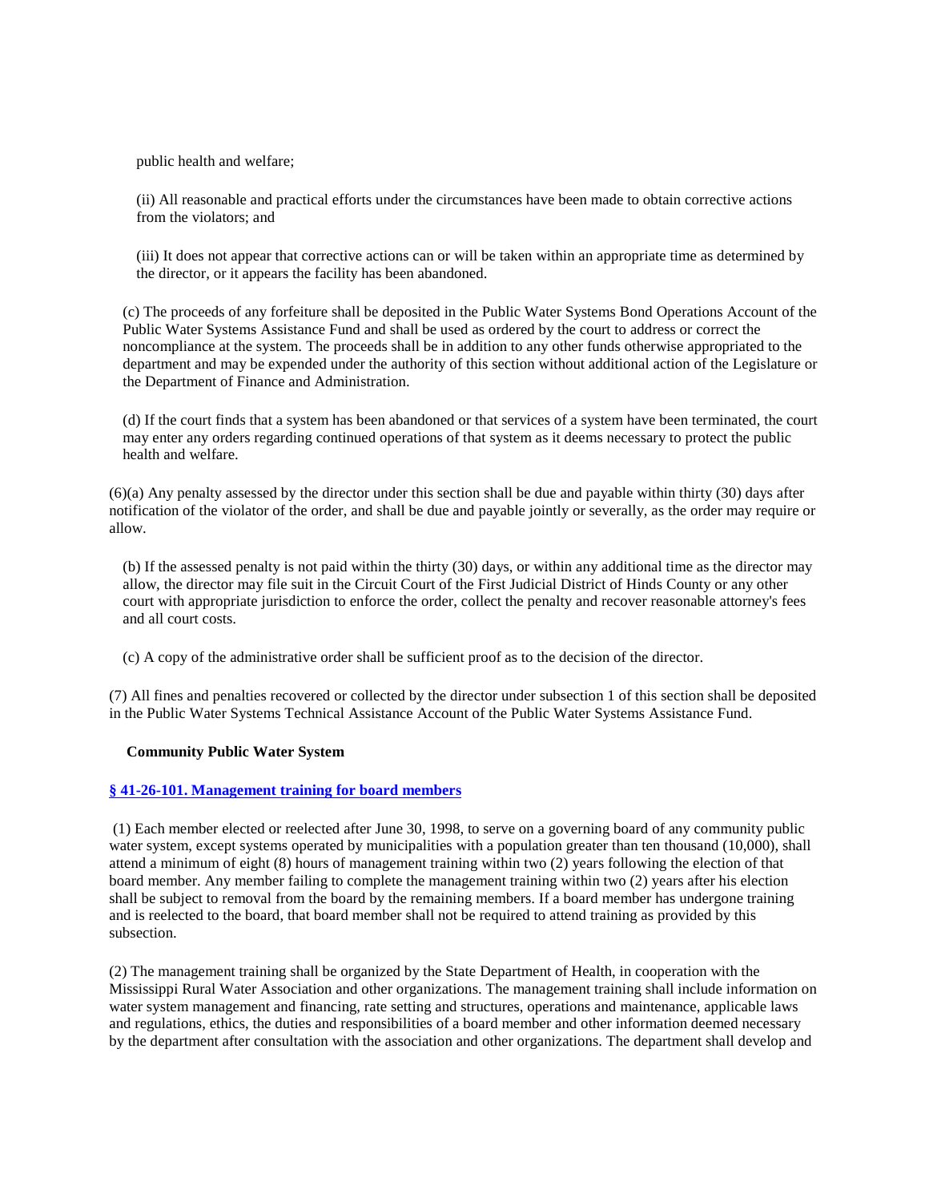public health and welfare;

(ii) All reasonable and practical efforts under the circumstances have been made to obtain corrective actions from the violators; and

(iii) It does not appear that corrective actions can or will be taken within an appropriate time as determined by the director, or it appears the facility has been abandoned.

(c) The proceeds of any forfeiture shall be deposited in the Public Water Systems Bond Operations Account of the Public Water Systems Assistance Fund and shall be used as ordered by the court to address or correct the noncompliance at the system. The proceeds shall be in addition to any other funds otherwise appropriated to the department and may be expended under the authority of this section without additional action of the Legislature or the Department of Finance and Administration.

(d) If the court finds that a system has been abandoned or that services of a system have been terminated, the court may enter any orders regarding continued operations of that system as it deems necessary to protect the public health and welfare.

(6)(a) Any penalty assessed by the director under this section shall be due and payable within thirty (30) days after notification of the violator of the order, and shall be due and payable jointly or severally, as the order may require or allow.

(b) If the assessed penalty is not paid within the thirty (30) days, or within any additional time as the director may allow, the director may file suit in the Circuit Court of the First Judicial District of Hinds County or any other court with appropriate jurisdiction to enforce the order, collect the penalty and recover reasonable attorney's fees and all court costs.

(c) A copy of the administrative order shall be sufficient proof as to the decision of the director.

(7) All fines and penalties recovered or collected by the director under subsection 1 of this section shall be deposited in the Public Water Systems Technical Assistance Account of the Public Water Systems Assistance Fund.

**Community Public Water System**

**§ 41-26-101. Management training for board members**

(1) Each member elected or reelected after June 30, 1998, to serve on a governing board of any community public water system, except systems operated by municipalities with a population greater than ten thousand (10,000), shall attend a minimum of eight (8) hours of management training within two (2) years following the election of that board member. Any member failing to complete the management training within two (2) years after his election shall be subject to removal from the board by the remaining members. If a board member has undergone training and is reelected to the board, that board member shall not be required to attend training as provided by this subsection.

(2) The management training shall be organized by the State Department of Health, in cooperation with the Mississippi Rural Water Association and other organizations. The management training shall include information on water system management and financing, rate setting and structures, operations and maintenance, applicable laws and regulations, ethics, the duties and responsibilities of a board member and other information deemed necessary by the department after consultation with the association and other organizations. The department shall develop and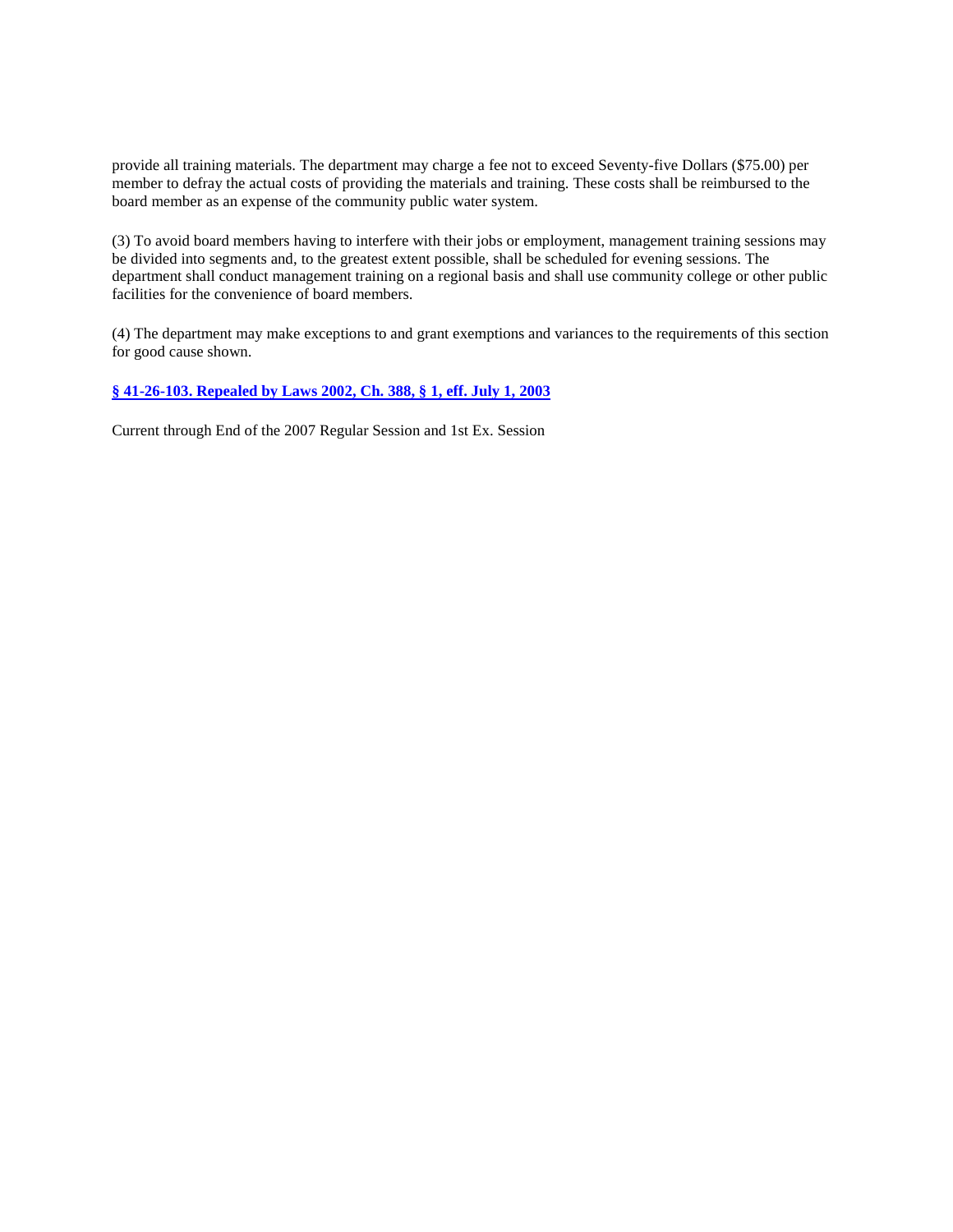provide all training materials. The department may charge a fee not to exceed Seventy-five Dollars ($75.00) per member to defray the actual costs of providing the materials and training. These costs shall be reimbursed to the board member as an expense of the community public water system.

(3) To avoid board members having to interfere with their jobs or employment, management training sessions may be divided into segments and, to the greatest extent possible, shall be scheduled for evening sessions. The department shall conduct management training on a regional basis and shall use community college or other public facilities for the convenience of board members.

(4) The department may make exceptions to and grant exemptions and variances to the requirements of this section for good cause shown.

**§ 41-26-103. Repealed by Laws 2002, Ch. 388, § 1, eff. July 1, 2003**

Current through End of the 2007 Regular Session and 1st Ex. Session